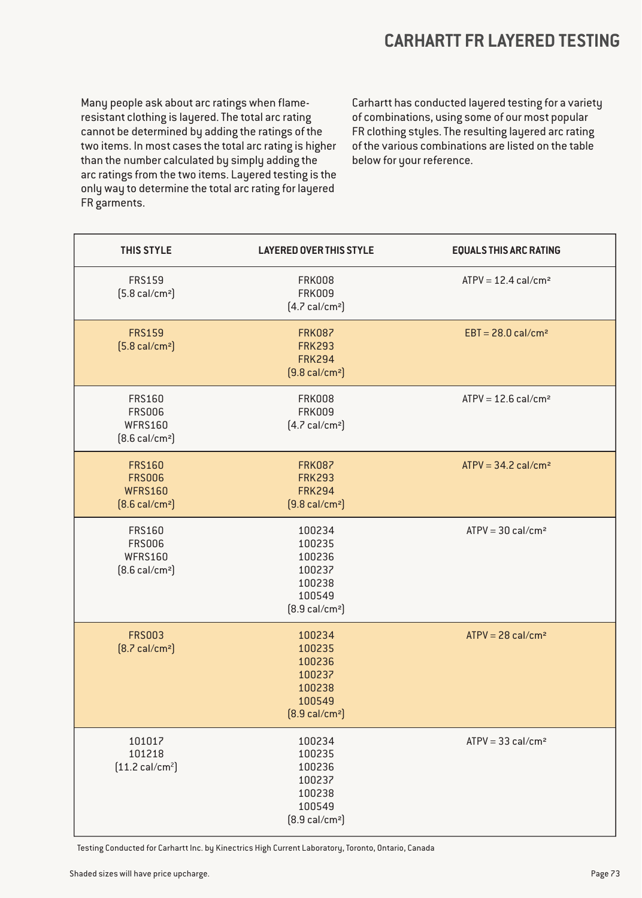# CARHARTT FR LAYERED TESTING

Many people ask about arc ratings when flame-resistant clothing is layered. The total arc rating cannot be determined by adding the ratings of the two items. In most cases the total arc rating is higher than the number calculated by simply adding the arc ratings from the two items. Layered testing is the only way to determine the total arc rating for layered FR garments.

Carhartt has conducted layered testing for a variety of combinations, using some of our most popular FR clothing styles. The resulting layered arc rating of the various combinations are listed on the table below for your reference.

| THIS STYLE | LAYERED OVER THIS STYLE | EQUALS THIS ARC RATING |
|---|---|---|
| FRS159<br>(5.8 cal/cm²) | FRK008<br>FRK009<br>(4.7 cal/cm²) | ATPV = 12.4 cal/cm² |
| FRS159<br>(5.8 cal/cm²) | FRK087<br>FRK293<br>FRK294<br>(9.8 cal/cm²) | EBT = 28.0 cal/cm² |
| FRS160<br>FRS006<br>WFRS160<br>(8.6 cal/cm²) | FRK008<br>FRK009<br>(4.7 cal/cm²) | ATPV = 12.6 cal/cm² |
| FRS160<br>FRS006<br>WFRS160<br>(8.6 cal/cm²) | FRK087<br>FRK293<br>FRK294<br>(9.8 cal/cm²) | ATPV = 34.2 cal/cm² |
| FRS160<br>FRS006<br>WFRS160<br>(8.6 cal/cm²) | 100234<br>100235<br>100236<br>100237<br>100238<br>100549<br>(8.9 cal/cm²) | ATPV = 30 cal/cm² |
| FRS003<br>(8.7 cal/cm²) | 100234<br>100235<br>100236<br>100237<br>100238<br>100549<br>(8.9 cal/cm²) | ATPV = 28 cal/cm² |
| 101017<br>101218<br>(11.2 cal/cm²) | 100234<br>100235<br>100236<br>100237<br>100238<br>100549<br>(8.9 cal/cm²) | ATPV = 33 cal/cm² |

Testing Conducted for Carhartt Inc. by Kinectrics High Current Laboratory, Toronto, Ontario, Canada

Shaded sizes will have price upcharge.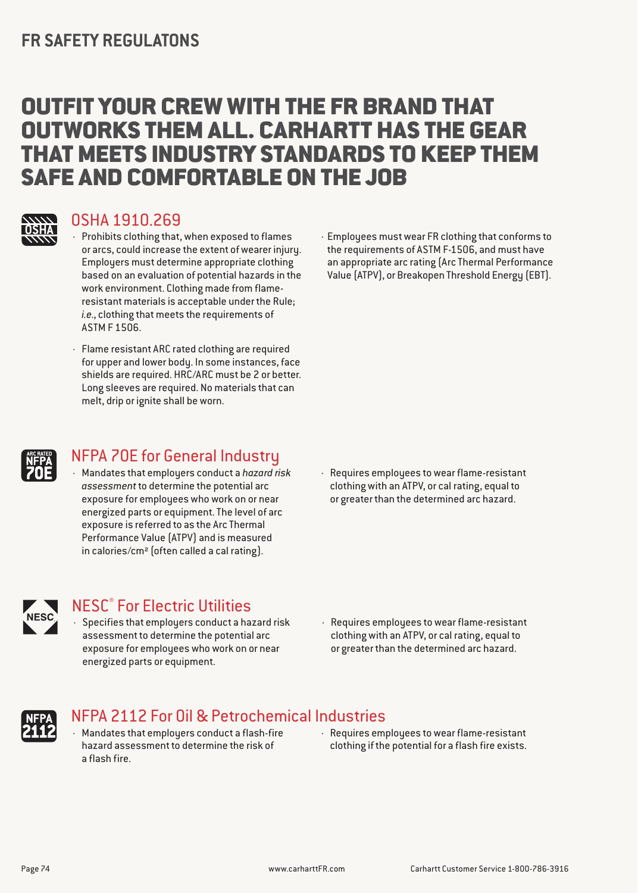## FR SAFETY REGULATONS

# OUTFIT YOUR CREW WITH THE FR BRAND THAT OUTWORKS THEM ALL. CARHARTT HAS THE GEAR THAT MEETS INDUSTRY STANDARDS TO KEEP THEM SAFE AND COMFORTABLE ON THE JOB

## OSHA 1910.269

- Prohibits clothing that, when exposed to flames or arcs, could increase the extent of wearer injury. Employers must determine appropriate clothing based on an evaluation of potential hazards in the work environment. Clothing made from flame-resistant materials is acceptable under the Rule; *i.e.*, clothing that meets the requirements of ASTM F 1506.
- Flame resistant ARC rated clothing are required for upper and lower body. In some instances, face shields are required. HRC/ARC must be 2 or better. Long sleeves are required. No materials that can melt, drip or ignite shall be worn.
- Employees must wear FR clothing that conforms to the requirements of ASTM F-1506, and must have an appropriate arc rating (Arc Thermal Performance Value (ATPV), or Breakopen Threshold Energy (EBT).

## NFPA 70E for General Industry

- Mandates that employers conduct a *hazard risk assessment* to determine the potential arc exposure for employees who work on or near energized parts or equipment. The level of arc exposure is referred to as the Arc Thermal Performance Value (ATPV) and is measured in calories/cm² (often called a cal rating).
- Requires employees to wear flame-resistant clothing with an ATPV, or cal rating, equal to or greater than the determined arc hazard.

## NESC® For Electric Utilities

- Specifies that employers conduct a hazard risk assessment to determine the potential arc exposure for employees who work on or near energized parts or equipment.
- Requires employees to wear flame-resistant clothing with an ATPV, or cal rating, equal to or greater than the determined arc hazard.

## NFPA 2112 For Oil & Petrochemical Industries

- Mandates that employers conduct a flash-fire hazard assessment to determine the risk of a flash fire.
- Requires employees to wear flame-resistant clothing if the potential for a flash fire exists.

www.carharttFR.com

Carhartt Customer Service 1-800-786-3916